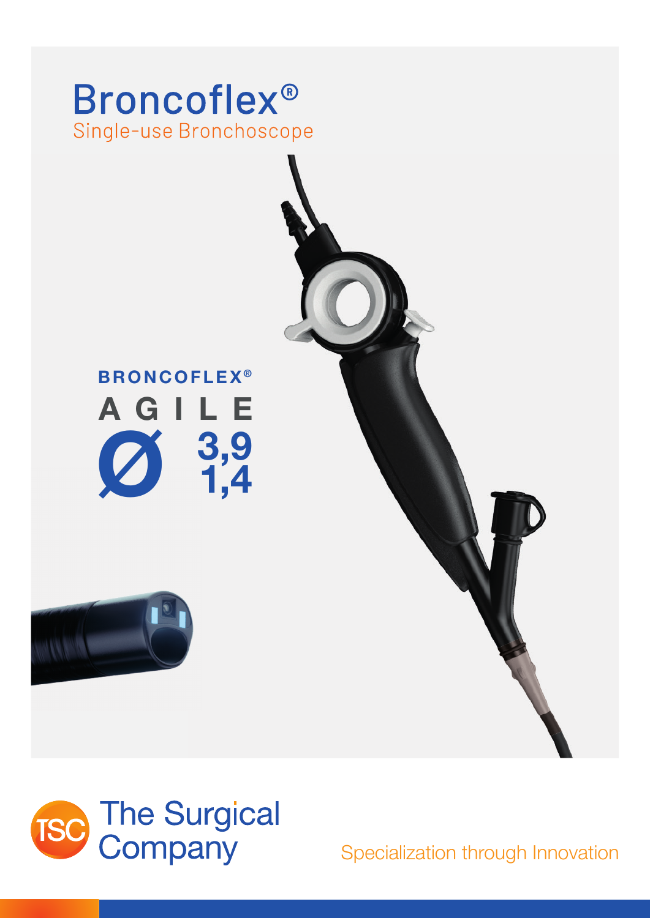# Broncoflex®

Single-use Bronchoscope

**BRONCOFLEX®**

**AGILE**

**Ø 3,9**
**1,4**

The Surgical Company

Specialization through Innovation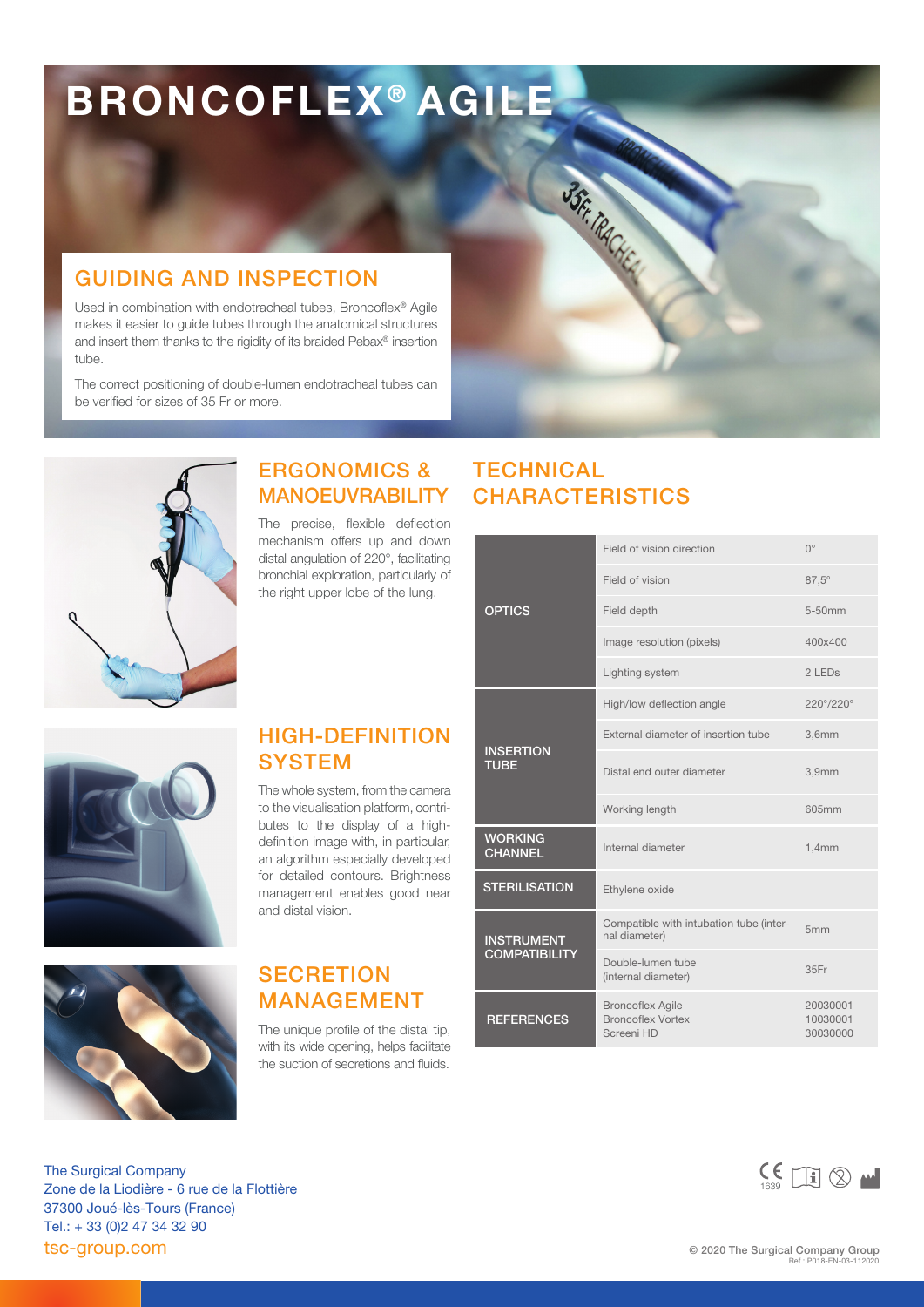# BRONCOFLEX® AGILE

## GUIDING AND INSPECTION

Used in combination with endotracheal tubes, Broncoflex® Agile makes it easier to guide tubes through the anatomical structures and insert them thanks to the rigidity of its braided Pebax® insertion tube.

The correct positioning of double-lumen endotracheal tubes can be verified for sizes of 35 Fr or more.

## ERGONOMICS & MANOEUVRABILITY

The precise, flexible deflection mechanism offers up and down distal angulation of 220°, facilitating bronchial exploration, particularly of the right upper lobe of the lung.

## HIGH-DEFINITION SYSTEM

The whole system, from the camera to the visualisation platform, contributes to the display of a high-definition image with, in particular, an algorithm especially developed for detailed contours. Brightness management enables good near and distal vision.

## SECRETION MANAGEMENT

The unique profile of the distal tip, with its wide opening, helps facilitate the suction of secretions and fluids.

## TECHNICAL CHARACTERISTICS

| | | |
|---|---|---|
| OPTICS | Field of vision direction | 0° |
| | Field of vision | 87,5° |
| | Field depth | 5-50mm |
| | Image resolution (pixels) | 400x400 |
| | Lighting system | 2 LEDs |
| INSERTION TUBE | High/low deflection angle | 220°/220° |
| | External diameter of insertion tube | 3,6mm |
| | Distal end outer diameter | 3,9mm |
| | Working length | 605mm |
| WORKING CHANNEL | Internal diameter | 1,4mm |
| STERILISATION | Ethylene oxide | |
| INSTRUMENT COMPATIBILITY | Compatible with intubation tube (internal diameter) | 5mm |
| | Double-lumen tube (internal diameter) | 35Fr |
| REFERENCES | Broncoflex Agile<br>Broncoflex Vortex<br>Screeni HD | 20030001<br>10030001<br>30030000 |

The Surgical Company
Zone de la Liodière - 6 rue de la Flottière
37300 Joué-lès-Tours (France)
Tel.: + 33 (0)2 47 34 32 90
tsc-group.com

CE 1639

© 2020 The Surgical Company Group
Ref.: P018-EN-03-112020